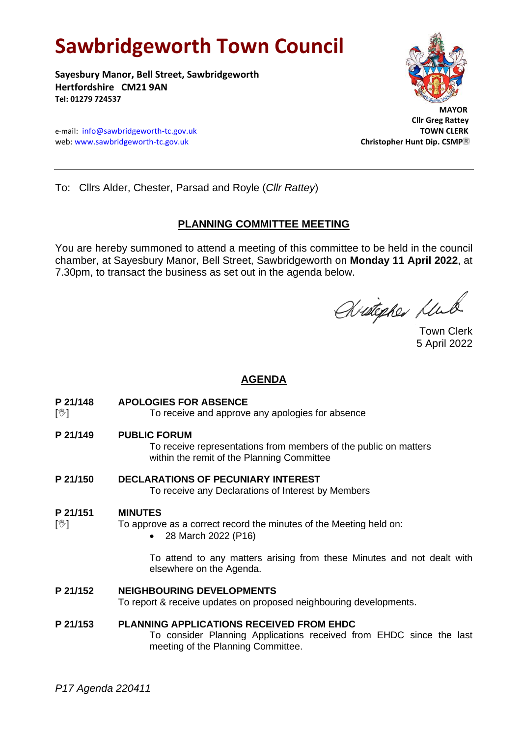# Sawbridgeworth Town Council

**Sayesbury Manor, Bell Street, Sawbridgeworth**
**Hertfordshire CM21 9AN**
**Tel: 01279 724537**

e-mail: info@sawbridgeworth-tc.gov.uk
web: www.sawbridgeworth-tc.gov.uk

**MAYOR**
**Cllr Greg Rattey**
**TOWN CLERK**
**Christopher Hunt Dip. CSMP®**

---

To: Cllrs Alder, Chester, Parsad and Royle (*Cllr Rattey*)

## PLANNING COMMITTEE MEETING

You are hereby summoned to attend a meeting of this committee to be held in the council chamber, at Sayesbury Manor, Bell Street, Sawbridgeworth on **Monday 11 April 2022**, at 7.30pm, to transact the business as set out in the agenda below.

Town Clerk
5 April 2022

## AGENDA

**P 21/148** [✋] **APOLOGIES FOR ABSENCE**
To receive and approve any apologies for absence

**P 21/149** **PUBLIC FORUM**
To receive representations from members of the public on matters within the remit of the Planning Committee

**P 21/150** **DECLARATIONS OF PECUNIARY INTEREST**
To receive any Declarations of Interest by Members

**P 21/151** [✋] **MINUTES**
To approve as a correct record the minutes of the Meeting held on:

- 28 March 2022 (P16)

To attend to any matters arising from these Minutes and not dealt with elsewhere on the Agenda.

**P 21/152** **NEIGHBOURING DEVELOPMENTS**
To report & receive updates on proposed neighbouring developments.

**P 21/153** **PLANNING APPLICATIONS RECEIVED FROM EHDC**
To consider Planning Applications received from EHDC since the last meeting of the Planning Committee.

*P17 Agenda 220411*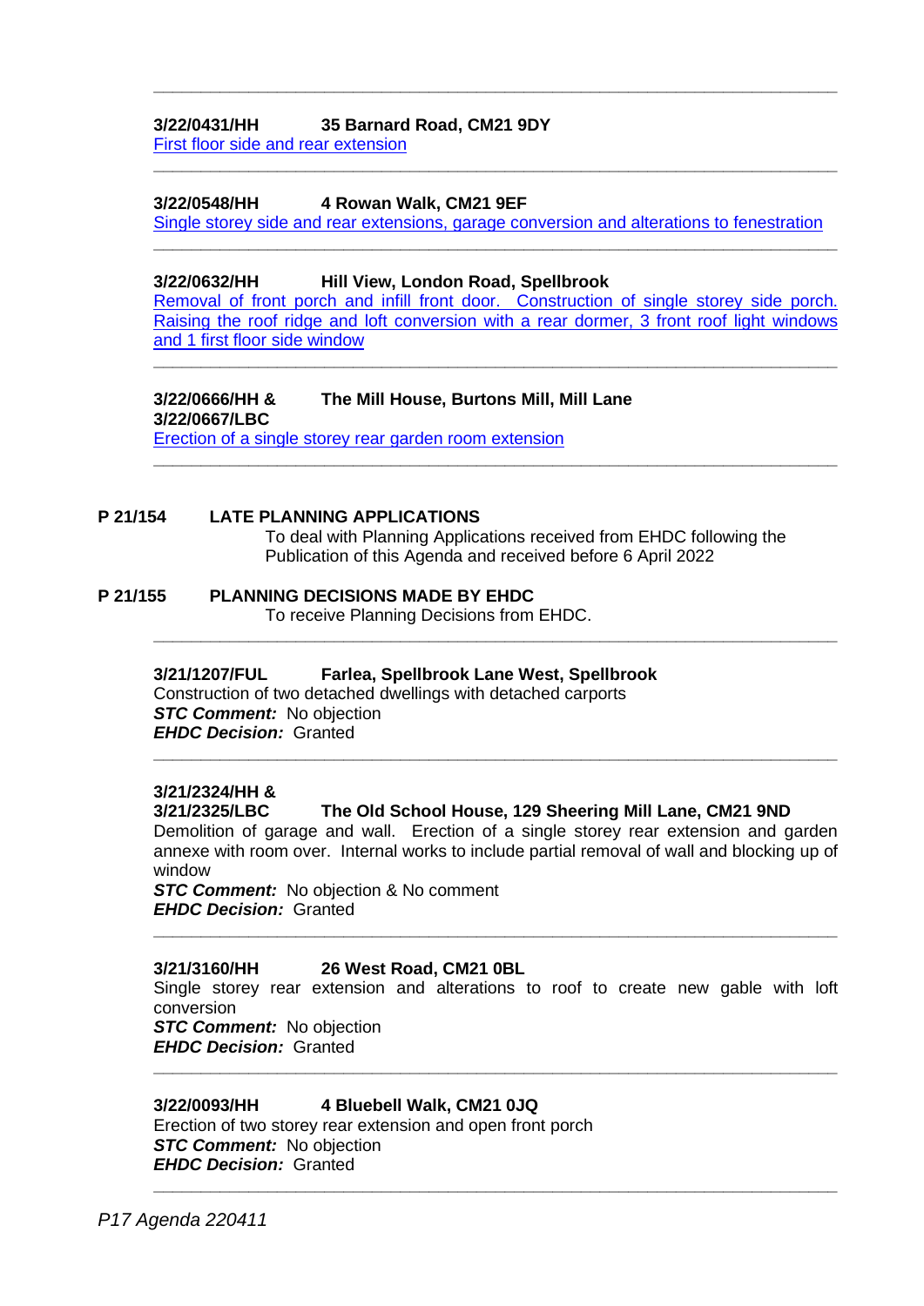---

**3/22/0431/HH          35 Barnard Road, CM21 9DY**
First floor side and rear extension

---

**3/22/0548/HH          4 Rowan Walk, CM21 9EF**
Single storey side and rear extensions, garage conversion and alterations to fenestration

---

**3/22/0632/HH          Hill View, London Road, Spellbrook**
Removal of front porch and infill front door. Construction of single storey side porch. Raising the roof ridge and loft conversion with a rear dormer, 3 front roof light windows and 1 first floor side window

---

**3/22/0666/HH & 3/22/0667/LBC          The Mill House, Burtons Mill, Mill Lane**
Erection of a single storey rear garden room extension

---

**P 21/154          LATE PLANNING APPLICATIONS**

To deal with Planning Applications received from EHDC following the Publication of this Agenda and received before 6 April 2022

**P 21/155          PLANNING DECISIONS MADE BY EHDC**

To receive Planning Decisions from EHDC.

---

**3/21/1207/FUL          Farlea, Spellbrook Lane West, Spellbrook**
Construction of two detached dwellings with detached carports
***STC Comment:*** No objection
***EHDC Decision:*** Granted

---

**3/21/2324/HH & 3/21/2325/LBC          The Old School House, 129 Sheering Mill Lane, CM21 9ND**
Demolition of garage and wall. Erection of a single storey rear extension and garden annexe with room over. Internal works to include partial removal of wall and blocking up of window
***STC Comment:*** No objection & No comment
***EHDC Decision:*** Granted

---

**3/21/3160/HH          26 West Road, CM21 0BL**
Single storey rear extension and alterations to roof to create new gable with loft conversion
***STC Comment:*** No objection
***EHDC Decision:*** Granted

---

**3/22/0093/HH          4 Bluebell Walk, CM21 0JQ**
Erection of two storey rear extension and open front porch
***STC Comment:*** No objection
***EHDC Decision:*** Granted

---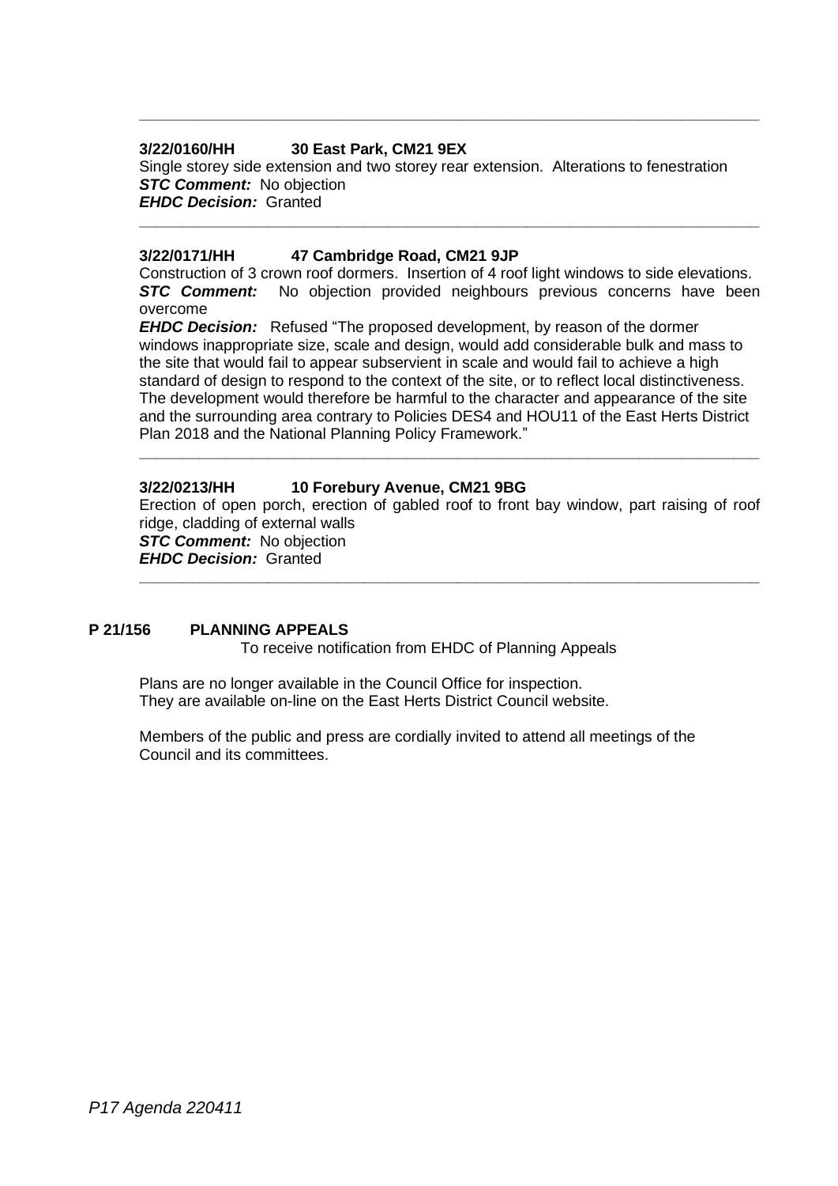---

**3/22/0160/HH 30 East Park, CM21 9EX**

Single storey side extension and two storey rear extension. Alterations to fenestration

***STC Comment:*** No objection

***EHDC Decision:*** Granted

---

**3/22/0171/HH 47 Cambridge Road, CM21 9JP**

Construction of 3 crown roof dormers. Insertion of 4 roof light windows to side elevations.

***STC Comment:*** No objection provided neighbours previous concerns have been overcome

***EHDC Decision:*** Refused "The proposed development, by reason of the dormer windows inappropriate size, scale and design, would add considerable bulk and mass to the site that would fail to appear subservient in scale and would fail to achieve a high standard of design to respond to the context of the site, or to reflect local distinctiveness. The development would therefore be harmful to the character and appearance of the site and the surrounding area contrary to Policies DES4 and HOU11 of the East Herts District Plan 2018 and the National Planning Policy Framework."

---

**3/22/0213/HH 10 Forebury Avenue, CM21 9BG**

Erection of open porch, erection of gabled roof to front bay window, part raising of roof ridge, cladding of external walls

***STC Comment:*** No objection

***EHDC Decision:*** Granted

---

**P 21/156 PLANNING APPEALS**

To receive notification from EHDC of Planning Appeals

Plans are no longer available in the Council Office for inspection.
They are available on-line on the East Herts District Council website.

Members of the public and press are cordially invited to attend all meetings of the Council and its committees.